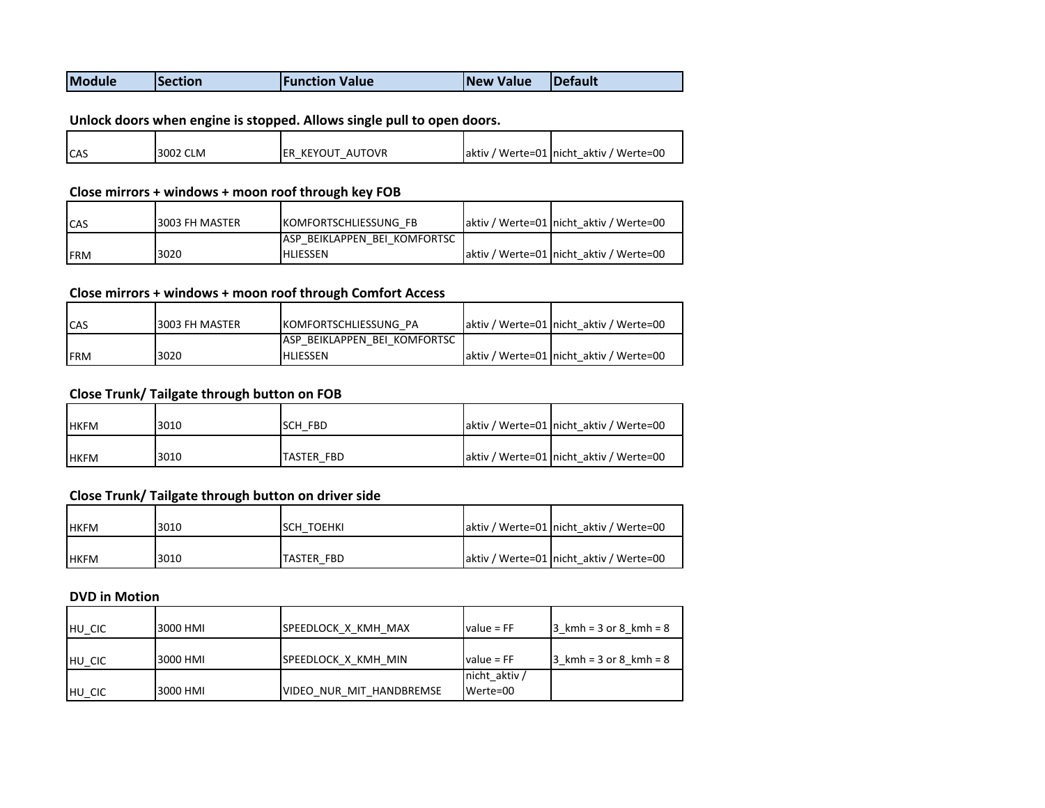| Module | Section | Function Value | New Value | Default |
| --- | --- | --- | --- | --- |

**Unlock doors when engine is stopped. Allows single pull to open doors.**

| Module | Section | Function Value | New Value | Default |
| --- | --- | --- | --- | --- |
| CAS | 3002 CLM | ER_KEYOUT_AUTOVR | aktiv / Werte=01 | nicht_aktiv / Werte=00 |

**Close mirrors + windows + moon roof through key FOB**

| Module | Section | Function Value | New Value | Default |
| --- | --- | --- | --- | --- |
| CAS | 3003 FH MASTER | KOMFORTSCHLIESSUNG_FB | aktiv / Werte=01 | nicht_aktiv / Werte=00 |
| FRM | 3020 | ASP_BEIKLAPPEN_BEI_KOMFORTSCHLIESSEN | aktiv / Werte=01 | nicht_aktiv / Werte=00 |

**Close mirrors + windows + moon roof through Comfort Access**

| Module | Section | Function Value | New Value | Default |
| --- | --- | --- | --- | --- |
| CAS | 3003 FH MASTER | KOMFORTSCHLIESSUNG_PA | aktiv / Werte=01 | nicht_aktiv / Werte=00 |
| FRM | 3020 | ASP_BEIKLAPPEN_BEI_KOMFORTSCHLIESSEN | aktiv / Werte=01 | nicht_aktiv / Werte=00 |

**Close Trunk/ Tailgate through button on FOB**

| Module | Section | Function Value | New Value | Default |
| --- | --- | --- | --- | --- |
| HKFM | 3010 | SCH_FBD | aktiv / Werte=01 | nicht_aktiv / Werte=00 |
| HKFM | 3010 | TASTER_FBD | aktiv / Werte=01 | nicht_aktiv / Werte=00 |

**Close Trunk/ Tailgate through button on driver side**

| Module | Section | Function Value | New Value | Default |
| --- | --- | --- | --- | --- |
| HKFM | 3010 | SCH_TOEHKI | aktiv / Werte=01 | nicht_aktiv / Werte=00 |
| HKFM | 3010 | TASTER_FBD | aktiv / Werte=01 | nicht_aktiv / Werte=00 |

**DVD in Motion**

| Module | Section | Function Value | New Value | Default |
| --- | --- | --- | --- | --- |
| HU_CIC | 3000 HMI | SPEEDLOCK_X_KMH_MAX | value = FF | 3_kmh = 3 or 8_kmh = 8 |
| HU_CIC | 3000 HMI | SPEEDLOCK_X_KMH_MIN | value = FF | 3_kmh = 3 or 8_kmh = 8 |
| HU_CIC | 3000 HMI | VIDEO_NUR_MIT_HANDBREMSE | nicht_aktiv / Werte=00 | |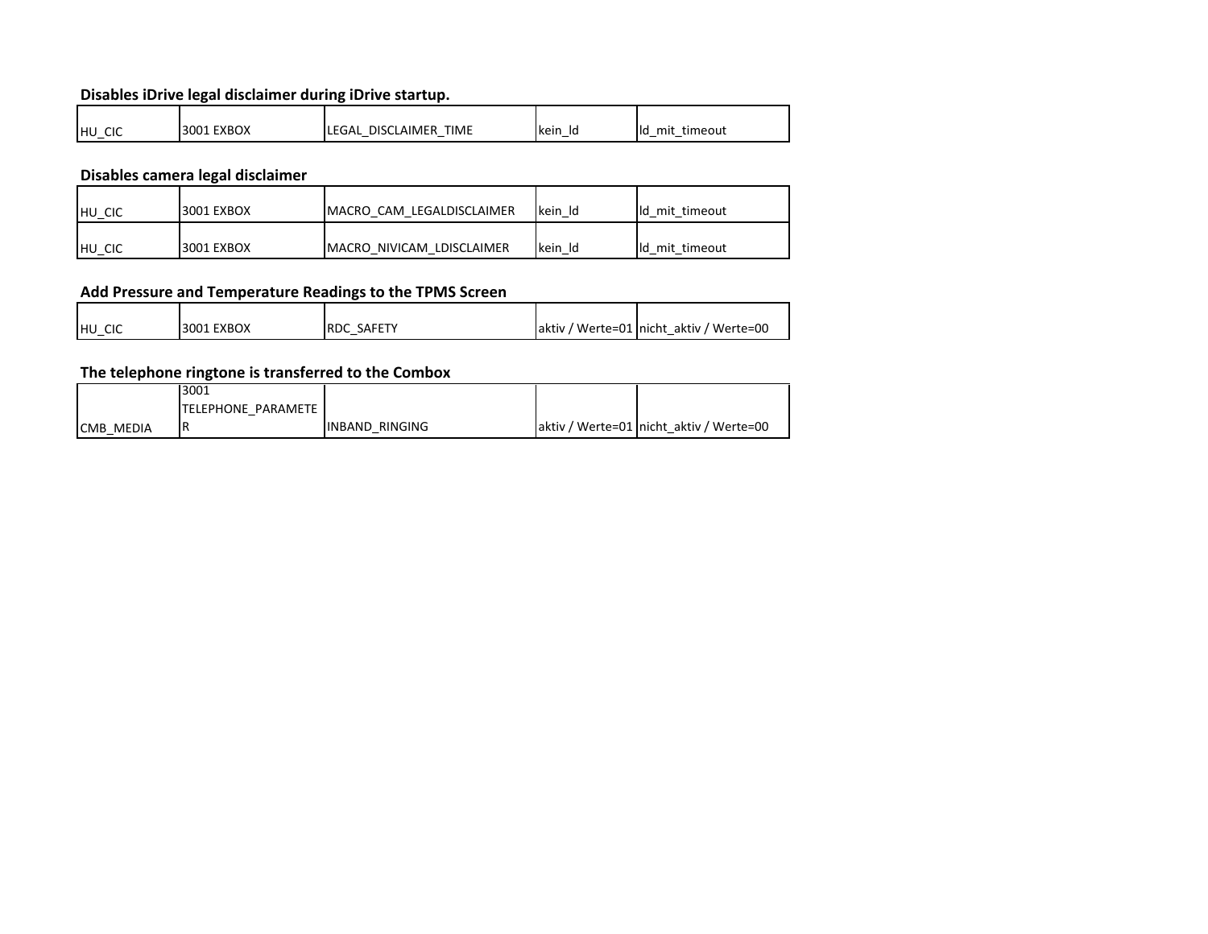**Disables iDrive legal disclaimer during iDrive startup.**

| | | | | |
|---|---|---|---|---|
| HU_CIC | 3001 EXBOX | LEGAL_DISCLAIMER_TIME | kein_ld | ld_mit_timeout |

**Disables camera legal disclaimer**

| | | | | |
|---|---|---|---|---|
| HU_CIC | 3001 EXBOX | MACRO_CAM_LEGALDISCLAIMER | kein_ld | ld_mit_timeout |
| HU_CIC | 3001 EXBOX | MACRO_NIVICAM_LDISCLAIMER | kein_ld | ld_mit_timeout |

**Add Pressure and Temperature Readings to the TPMS Screen**

| | | | | |
|---|---|---|---|---|
| HU_CIC | 3001 EXBOX | RDC_SAFETY | aktiv / Werte=01 | nicht_aktiv / Werte=00 |

**The telephone ringtone is transferred to the Combox**

| | | | | |
|---|---|---|---|---|
| CMB_MEDIA | 3001 TELEPHONE_PARAMETER | INBAND_RINGING | aktiv / Werte=01 | nicht_aktiv / Werte=00 |